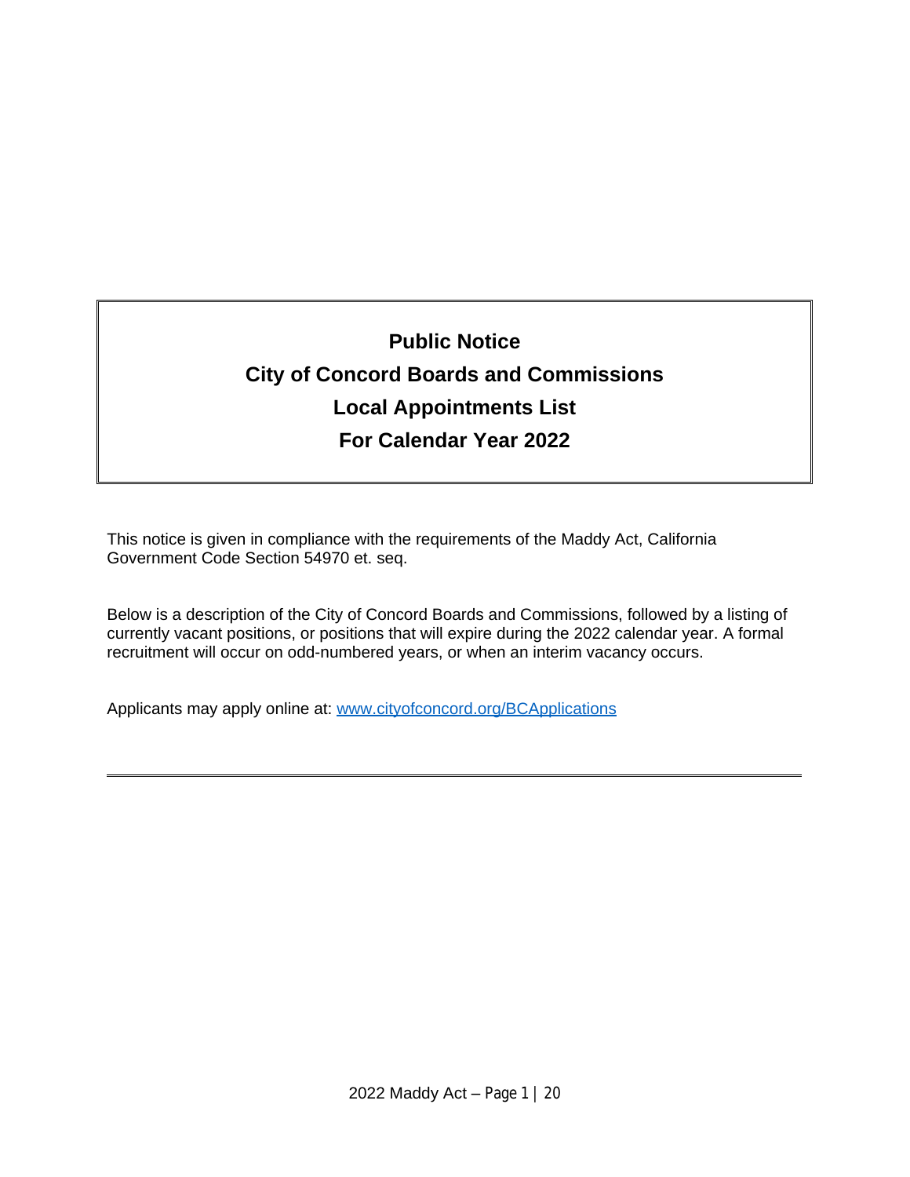# Public Notice

# City of Concord Boards and Commissions

# Local Appointments List

# For Calendar Year 2022

This notice is given in compliance with the requirements of the Maddy Act, California Government Code Section 54970 et. seq.

Below is a description of the City of Concord Boards and Commissions, followed by a listing of currently vacant positions, or positions that will expire during the 2022 calendar year. A formal recruitment will occur on odd-numbered years, or when an interim vacancy occurs.

Applicants may apply online at: [www.cityofconcord.org/BCApplications](www.cityofconcord.org/BCApplications)

---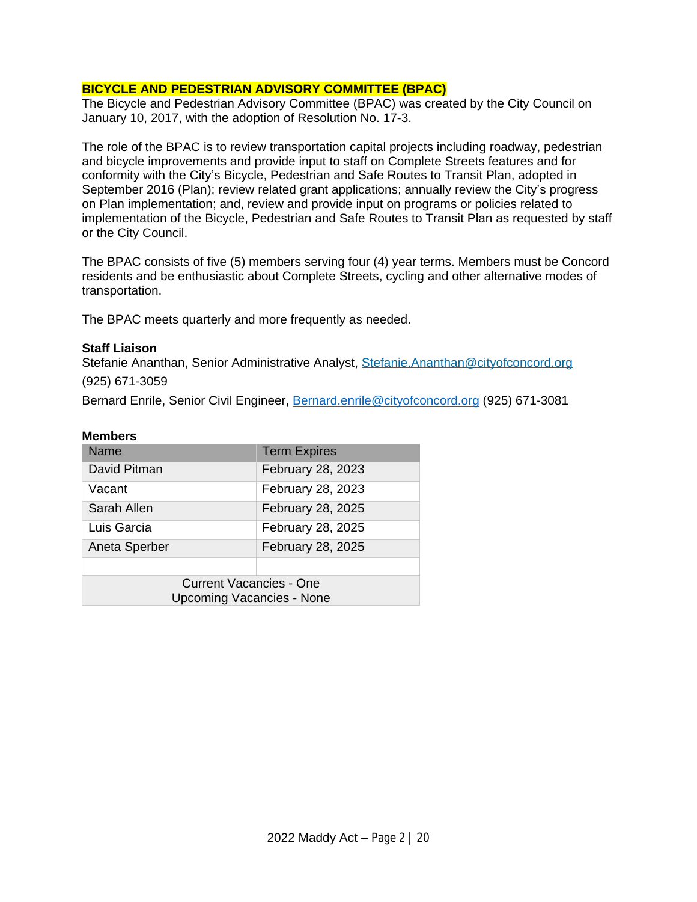## BICYCLE AND PEDESTRIAN ADVISORY COMMITTEE (BPAC)

The Bicycle and Pedestrian Advisory Committee (BPAC) was created by the City Council on January 10, 2017, with the adoption of Resolution No. 17-3.

The role of the BPAC is to review transportation capital projects including roadway, pedestrian and bicycle improvements and provide input to staff on Complete Streets features and for conformity with the City's Bicycle, Pedestrian and Safe Routes to Transit Plan, adopted in September 2016 (Plan); review related grant applications; annually review the City's progress on Plan implementation; and, review and provide input on programs or policies related to implementation of the Bicycle, Pedestrian and Safe Routes to Transit Plan as requested by staff or the City Council.

The BPAC consists of five (5) members serving four (4) year terms. Members must be Concord residents and be enthusiastic about Complete Streets, cycling and other alternative modes of transportation.

The BPAC meets quarterly and more frequently as needed.

**Staff Liaison**

Stefanie Ananthan, Senior Administrative Analyst, Stefanie.Ananthan@cityofconcord.org (925) 671-3059

Bernard Enrile, Senior Civil Engineer, Bernard.enrile@cityofconcord.org (925) 671-3081

**Members**

| Name | Term Expires |
|---|---|
| David Pitman | February 28, 2023 |
| Vacant | February 28, 2023 |
| Sarah Allen | February 28, 2025 |
| Luis Garcia | February 28, 2025 |
| Aneta Sperber | February 28, 2025 |
| | |
| Current Vacancies - One<br>Upcoming Vacancies - None | |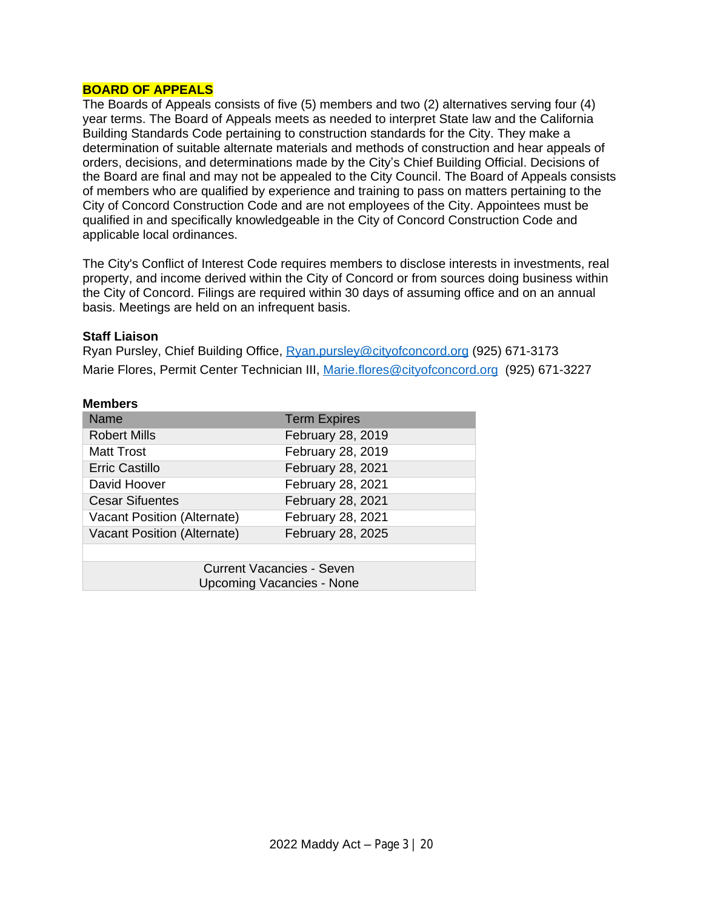## BOARD OF APPEALS

The Boards of Appeals consists of five (5) members and two (2) alternatives serving four (4) year terms. The Board of Appeals meets as needed to interpret State law and the California Building Standards Code pertaining to construction standards for the City. They make a determination of suitable alternate materials and methods of construction and hear appeals of orders, decisions, and determinations made by the City's Chief Building Official. Decisions of the Board are final and may not be appealed to the City Council. The Board of Appeals consists of members who are qualified by experience and training to pass on matters pertaining to the City of Concord Construction Code and are not employees of the City. Appointees must be qualified in and specifically knowledgeable in the City of Concord Construction Code and applicable local ordinances.

The City's Conflict of Interest Code requires members to disclose interests in investments, real property, and income derived within the City of Concord or from sources doing business within the City of Concord. Filings are required within 30 days of assuming office and on an annual basis. Meetings are held on an infrequent basis.

**Staff Liaison**

Ryan Pursley, Chief Building Office, Ryan.pursley@cityofconcord.org (925) 671-3173

Marie Flores, Permit Center Technician III, Marie.flores@cityofconcord.org (925) 671-3227

**Members**

| Name | Term Expires |
|---|---|
| Robert Mills | February 28, 2019 |
| Matt Trost | February 28, 2019 |
| Erric Castillo | February 28, 2021 |
| David Hoover | February 28, 2021 |
| Cesar Sifuentes | February 28, 2021 |
| Vacant Position (Alternate) | February 28, 2021 |
| Vacant Position (Alternate) | February 28, 2025 |
| | |
| Current Vacancies - Seven<br>Upcoming Vacancies - None | |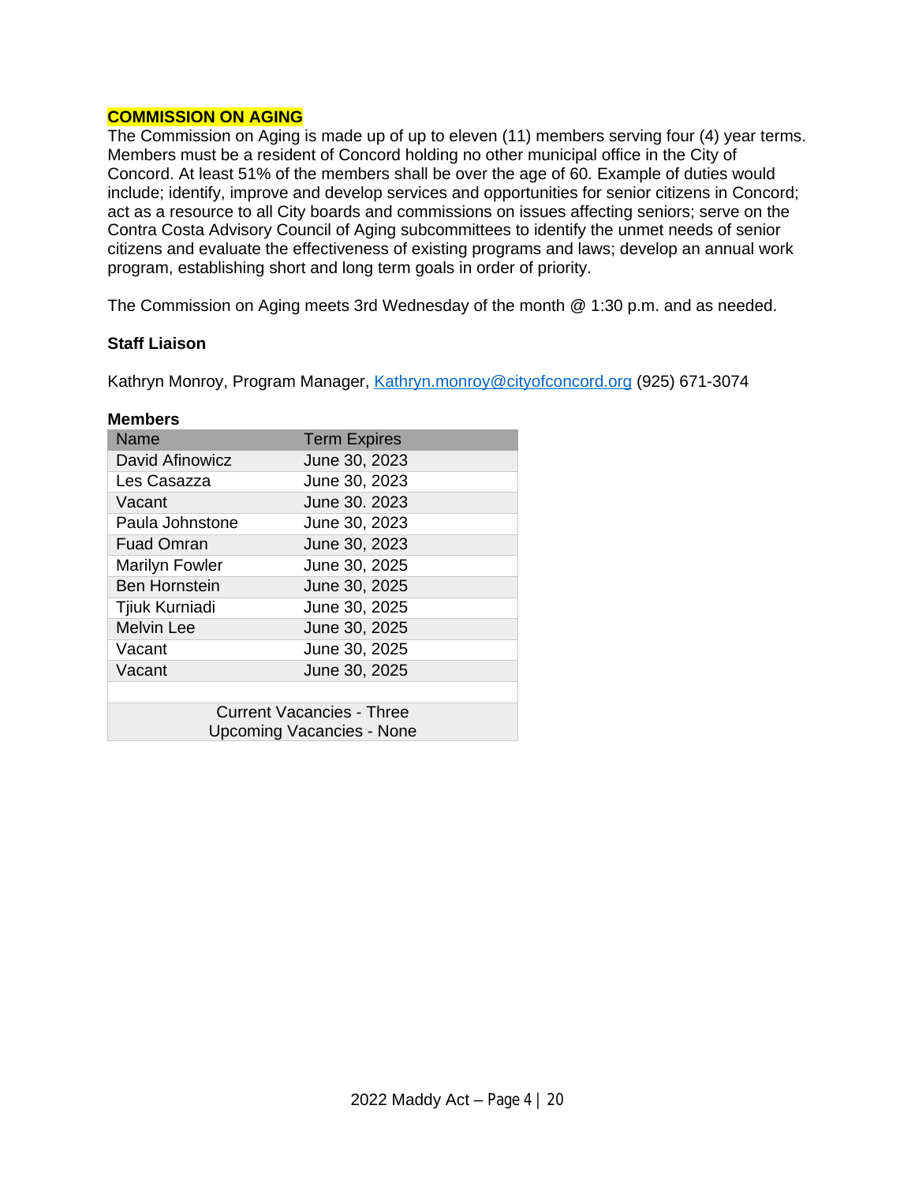## COMMISSION ON AGING

The Commission on Aging is made up of up to eleven (11) members serving four (4) year terms. Members must be a resident of Concord holding no other municipal office in the City of Concord. At least 51% of the members shall be over the age of 60. Example of duties would include; identify, improve and develop services and opportunities for senior citizens in Concord; act as a resource to all City boards and commissions on issues affecting seniors; serve on the Contra Costa Advisory Council of Aging subcommittees to identify the unmet needs of senior citizens and evaluate the effectiveness of existing programs and laws; develop an annual work program, establishing short and long term goals in order of priority.

The Commission on Aging meets 3rd Wednesday of the month @ 1:30 p.m. and as needed.

**Staff Liaison**

Kathryn Monroy, Program Manager, Kathryn.monroy@cityofconcord.org (925) 671-3074

**Members**

| Name | Term Expires |
|---|---|
| David Afinowicz | June 30, 2023 |
| Les Casazza | June 30, 2023 |
| Vacant | June 30. 2023 |
| Paula Johnstone | June 30, 2023 |
| Fuad Omran | June 30, 2023 |
| Marilyn Fowler | June 30, 2025 |
| Ben Hornstein | June 30, 2025 |
| Tjiuk Kurniadi | June 30, 2025 |
| Melvin Lee | June 30, 2025 |
| Vacant | June 30, 2025 |
| Vacant | June 30, 2025 |
| | |
| Current Vacancies - Three<br>Upcoming Vacancies - None | |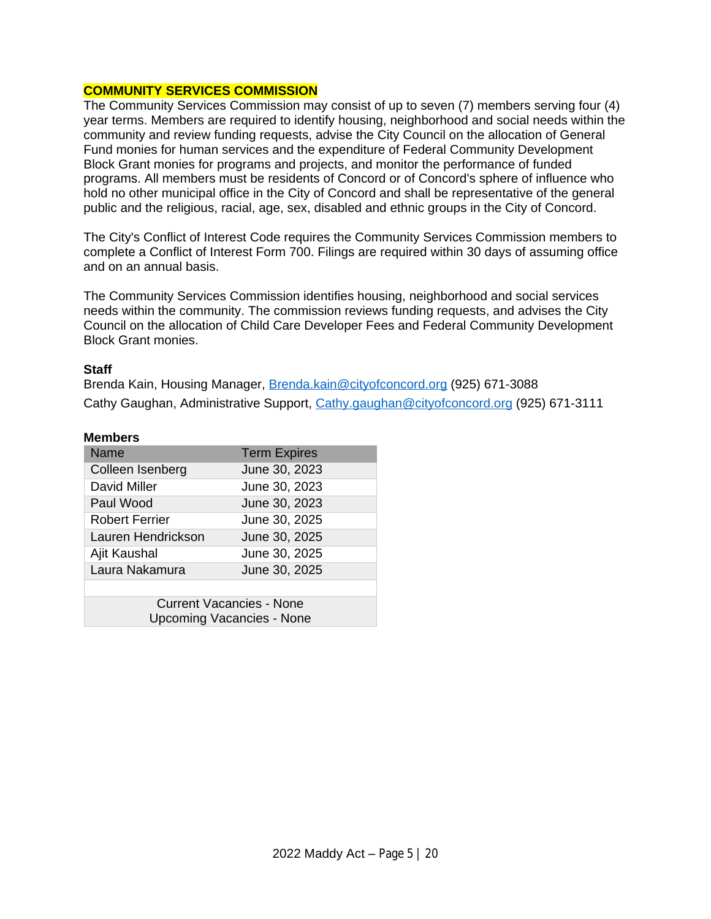## COMMUNITY SERVICES COMMISSION

The Community Services Commission may consist of up to seven (7) members serving four (4) year terms. Members are required to identify housing, neighborhood and social needs within the community and review funding requests, advise the City Council on the allocation of General Fund monies for human services and the expenditure of Federal Community Development Block Grant monies for programs and projects, and monitor the performance of funded programs. All members must be residents of Concord or of Concord's sphere of influence who hold no other municipal office in the City of Concord and shall be representative of the general public and the religious, racial, age, sex, disabled and ethnic groups in the City of Concord.

The City's Conflict of Interest Code requires the Community Services Commission members to complete a Conflict of Interest Form 700. Filings are required within 30 days of assuming office and on an annual basis.

The Community Services Commission identifies housing, neighborhood and social services needs within the community. The commission reviews funding requests, and advises the City Council on the allocation of Child Care Developer Fees and Federal Community Development Block Grant monies.

**Staff**

Brenda Kain, Housing Manager, Brenda.kain@cityofconcord.org (925) 671-3088

Cathy Gaughan, Administrative Support, Cathy.gaughan@cityofconcord.org (925) 671-3111

**Members**

| Name | Term Expires |
|---|---|
| Colleen Isenberg | June 30, 2023 |
| David Miller | June 30, 2023 |
| Paul Wood | June 30, 2023 |
| Robert Ferrier | June 30, 2025 |
| Lauren Hendrickson | June 30, 2025 |
| Ajit Kaushal | June 30, 2025 |
| Laura Nakamura | June 30, 2025 |
| | |
| Current Vacancies - None<br>Upcoming Vacancies - None | |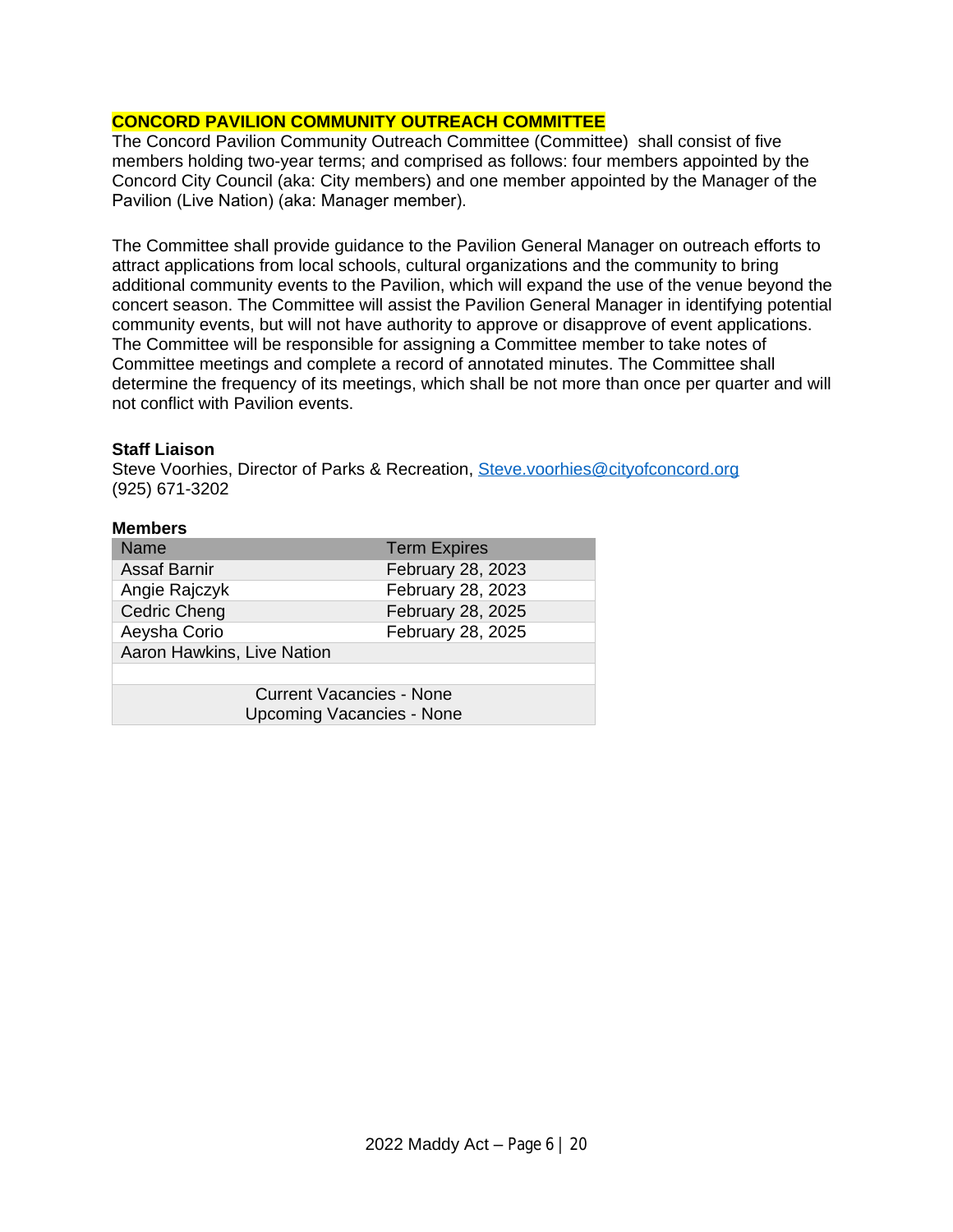## CONCORD PAVILION COMMUNITY OUTREACH COMMITTEE

The Concord Pavilion Community Outreach Committee (Committee) shall consist of five members holding two-year terms; and comprised as follows: four members appointed by the Concord City Council (aka: City members) and one member appointed by the Manager of the Pavilion (Live Nation) (aka: Manager member).

The Committee shall provide guidance to the Pavilion General Manager on outreach efforts to attract applications from local schools, cultural organizations and the community to bring additional community events to the Pavilion, which will expand the use of the venue beyond the concert season. The Committee will assist the Pavilion General Manager in identifying potential community events, but will not have authority to approve or disapprove of event applications. The Committee will be responsible for assigning a Committee member to take notes of Committee meetings and complete a record of annotated minutes. The Committee shall determine the frequency of its meetings, which shall be not more than once per quarter and will not conflict with Pavilion events.

**Staff Liaison**
Steve Voorhies, Director of Parks & Recreation, Steve.voorhies@cityofconcord.org
(925) 671-3202

**Members**

| Name | Term Expires |
|---|---|
| Assaf Barnir | February 28, 2023 |
| Angie Rajczyk | February 28, 2023 |
| Cedric Cheng | February 28, 2025 |
| Aeysha Corio | February 28, 2025 |
| Aaron Hawkins, Live Nation | |
| | |
| Current Vacancies - None<br>Upcoming Vacancies - None | |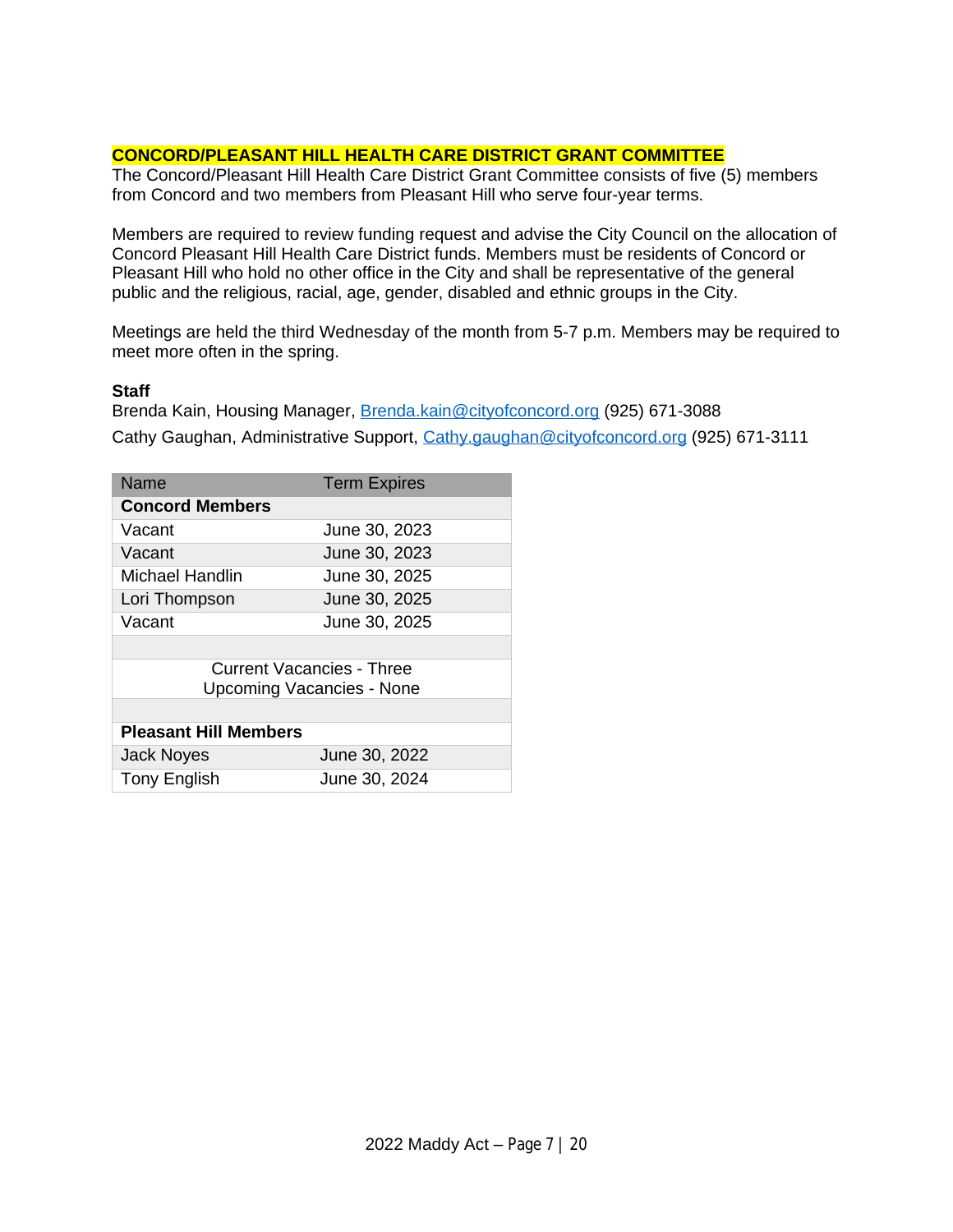## CONCORD/PLEASANT HILL HEALTH CARE DISTRICT GRANT COMMITTEE

The Concord/Pleasant Hill Health Care District Grant Committee consists of five (5) members from Concord and two members from Pleasant Hill who serve four-year terms.

Members are required to review funding request and advise the City Council on the allocation of Concord Pleasant Hill Health Care District funds. Members must be residents of Concord or Pleasant Hill who hold no other office in the City and shall be representative of the general public and the religious, racial, age, gender, disabled and ethnic groups in the City.

Meetings are held the third Wednesday of the month from 5-7 p.m. Members may be required to meet more often in the spring.

**Staff**

Brenda Kain, Housing Manager, Brenda.kain@cityofconcord.org (925) 671-3088

Cathy Gaughan, Administrative Support, Cathy.gaughan@cityofconcord.org (925) 671-3111

| Name | Term Expires |
|---|---|
| **Concord Members** | |
| Vacant | June 30, 2023 |
| Vacant | June 30, 2023 |
| Michael Handlin | June 30, 2025 |
| Lori Thompson | June 30, 2025 |
| Vacant | June 30, 2025 |
| | |
| Current Vacancies - Three<br>Upcoming Vacancies - None | |
| | |
| **Pleasant Hill Members** | |
| Jack Noyes | June 30, 2022 |
| Tony English | June 30, 2024 |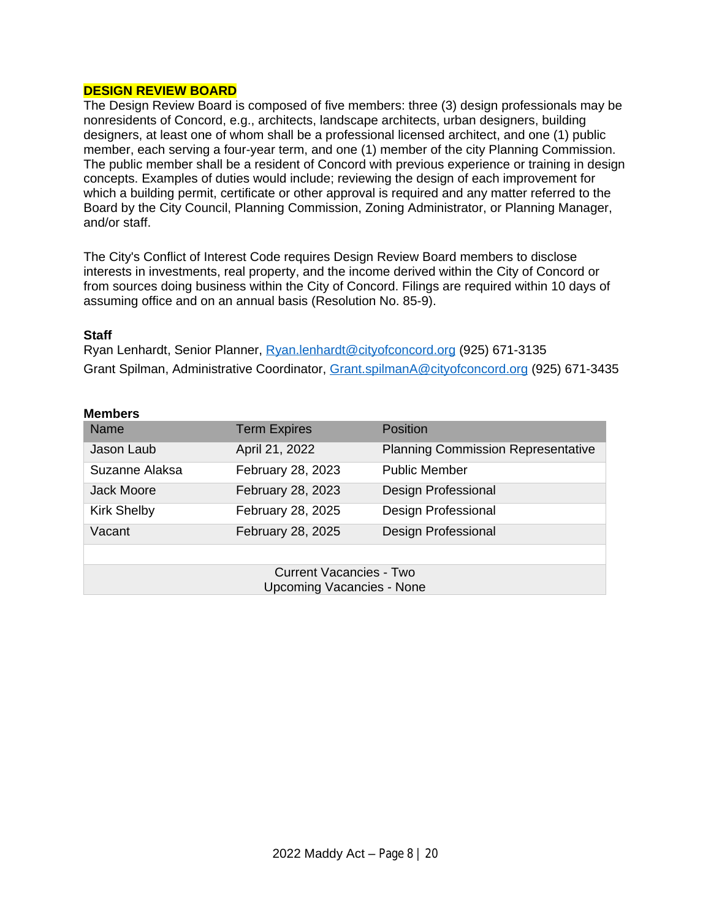## DESIGN REVIEW BOARD

The Design Review Board is composed of five members: three (3) design professionals may be nonresidents of Concord, e.g., architects, landscape architects, urban designers, building designers, at least one of whom shall be a professional licensed architect, and one (1) public member, each serving a four-year term, and one (1) member of the city Planning Commission. The public member shall be a resident of Concord with previous experience or training in design concepts. Examples of duties would include; reviewing the design of each improvement for which a building permit, certificate or other approval is required and any matter referred to the Board by the City Council, Planning Commission, Zoning Administrator, or Planning Manager, and/or staff.

The City's Conflict of Interest Code requires Design Review Board members to disclose interests in investments, real property, and the income derived within the City of Concord or from sources doing business within the City of Concord. Filings are required within 10 days of assuming office and on an annual basis (Resolution No. 85-9).

**Staff**

Ryan Lenhardt, Senior Planner, Ryan.lenhardt@cityofconcord.org (925) 671-3135

Grant Spilman, Administrative Coordinator, Grant.spilmanA@cityofconcord.org (925) 671-3435

**Members**

| Name | Term Expires | Position |
|---|---|---|
| Jason Laub | April 21, 2022 | Planning Commission Representative |
| Suzanne Alaksa | February 28, 2023 | Public Member |
| Jack Moore | February 28, 2023 | Design Professional |
| Kirk Shelby | February 28, 2025 | Design Professional |
| Vacant | February 28, 2025 | Design Professional |
| | | |
| Current Vacancies - Two<br>Upcoming Vacancies - None | | |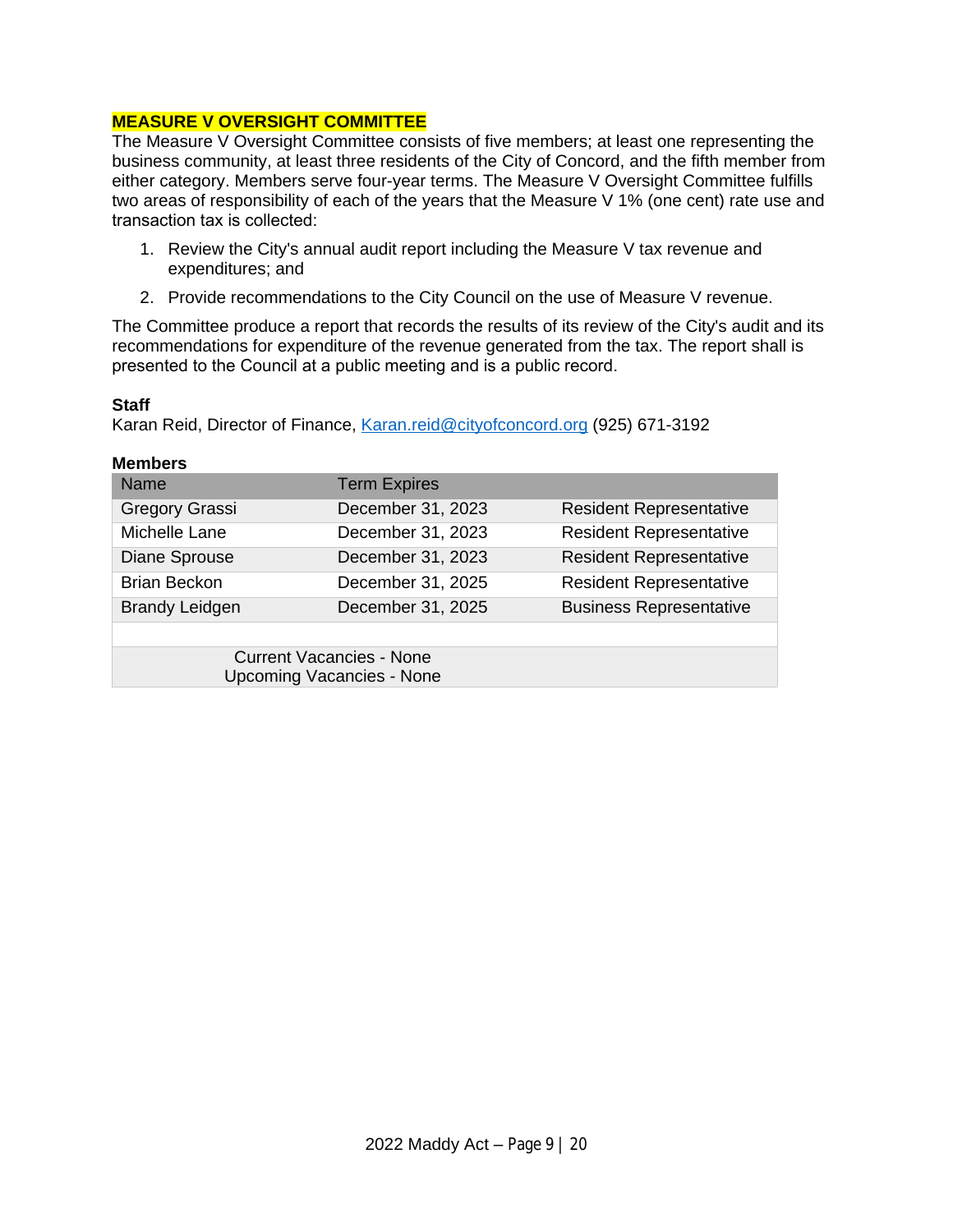## MEASURE V OVERSIGHT COMMITTEE

The Measure V Oversight Committee consists of five members; at least one representing the business community, at least three residents of the City of Concord, and the fifth member from either category. Members serve four-year terms. The Measure V Oversight Committee fulfills two areas of responsibility of each of the years that the Measure V 1% (one cent) rate use and transaction tax is collected:

1. Review the City's annual audit report including the Measure V tax revenue and expenditures; and
2. Provide recommendations to the City Council on the use of Measure V revenue.

The Committee produce a report that records the results of its review of the City's audit and its recommendations for expenditure of the revenue generated from the tax. The report shall is presented to the Council at a public meeting and is a public record.

**Staff**
Karan Reid, Director of Finance, Karan.reid@cityofconcord.org (925) 671-3192

**Members**

| Name | Term Expires | |
|---|---|---|
| Gregory Grassi | December 31, 2023 | Resident Representative |
| Michelle Lane | December 31, 2023 | Resident Representative |
| Diane Sprouse | December 31, 2023 | Resident Representative |
| Brian Beckon | December 31, 2025 | Resident Representative |
| Brandy Leidgen | December 31, 2025 | Business Representative |
| | | |
| Current Vacancies - None<br>Upcoming Vacancies - None | | |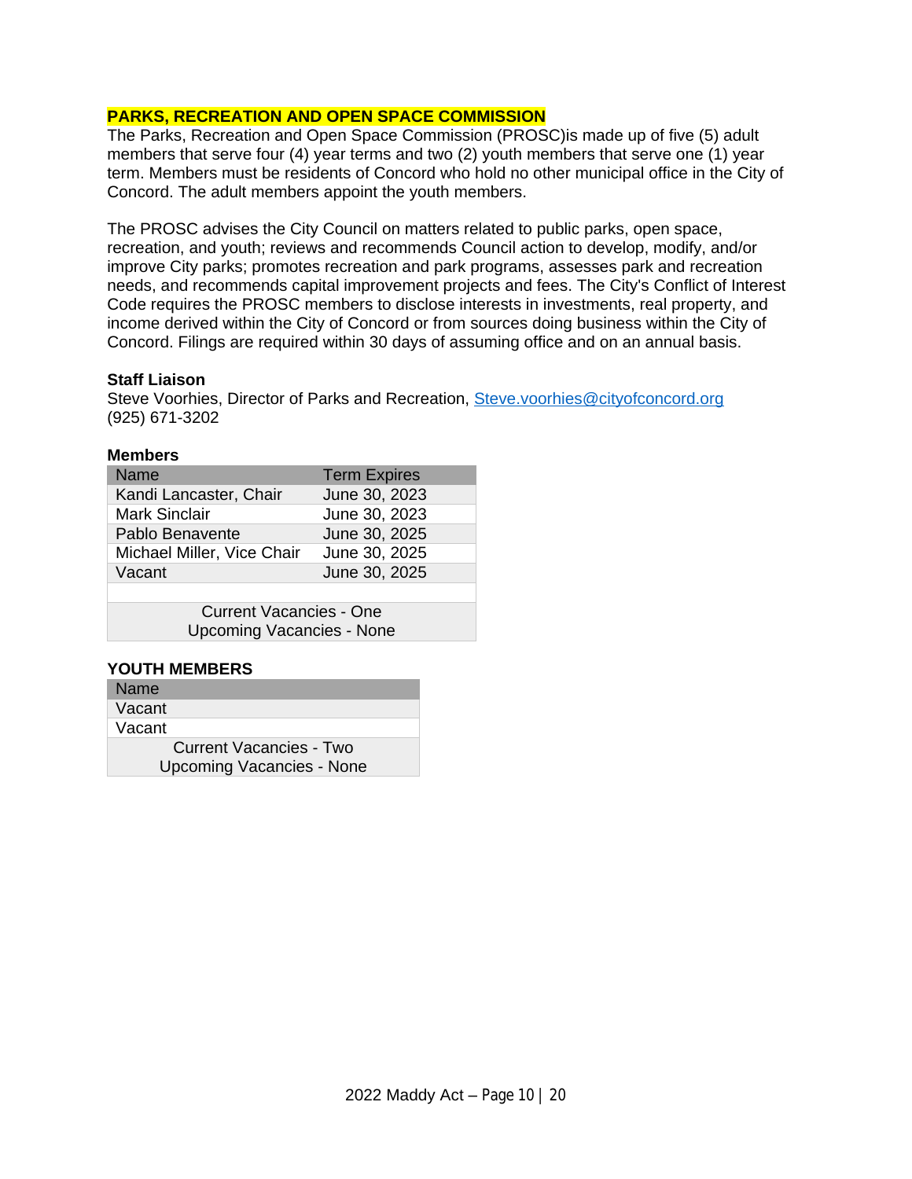## PARKS, RECREATION AND OPEN SPACE COMMISSION

The Parks, Recreation and Open Space Commission (PROSC)is made up of five (5) adult members that serve four (4) year terms and two (2) youth members that serve one (1) year term. Members must be residents of Concord who hold no other municipal office in the City of Concord. The adult members appoint the youth members.

The PROSC advises the City Council on matters related to public parks, open space, recreation, and youth; reviews and recommends Council action to develop, modify, and/or improve City parks; promotes recreation and park programs, assesses park and recreation needs, and recommends capital improvement projects and fees. The City's Conflict of Interest Code requires the PROSC members to disclose interests in investments, real property, and income derived within the City of Concord or from sources doing business within the City of Concord. Filings are required within 30 days of assuming office and on an annual basis.

**Staff Liaison**
Steve Voorhies, Director of Parks and Recreation, Steve.voorhies@cityofconcord.org
(925) 671-3202

**Members**

| Name | Term Expires |
|---|---|
| Kandi Lancaster, Chair | June 30, 2023 |
| Mark Sinclair | June 30, 2023 |
| Pablo Benavente | June 30, 2025 |
| Michael Miller, Vice Chair | June 30, 2025 |
| Vacant | June 30, 2025 |
| | |
| Current Vacancies - One<br>Upcoming Vacancies - None | |

**YOUTH MEMBERS**

| Name |
|---|
| Vacant |
| Vacant |
| Current Vacancies - Two<br>Upcoming Vacancies - None |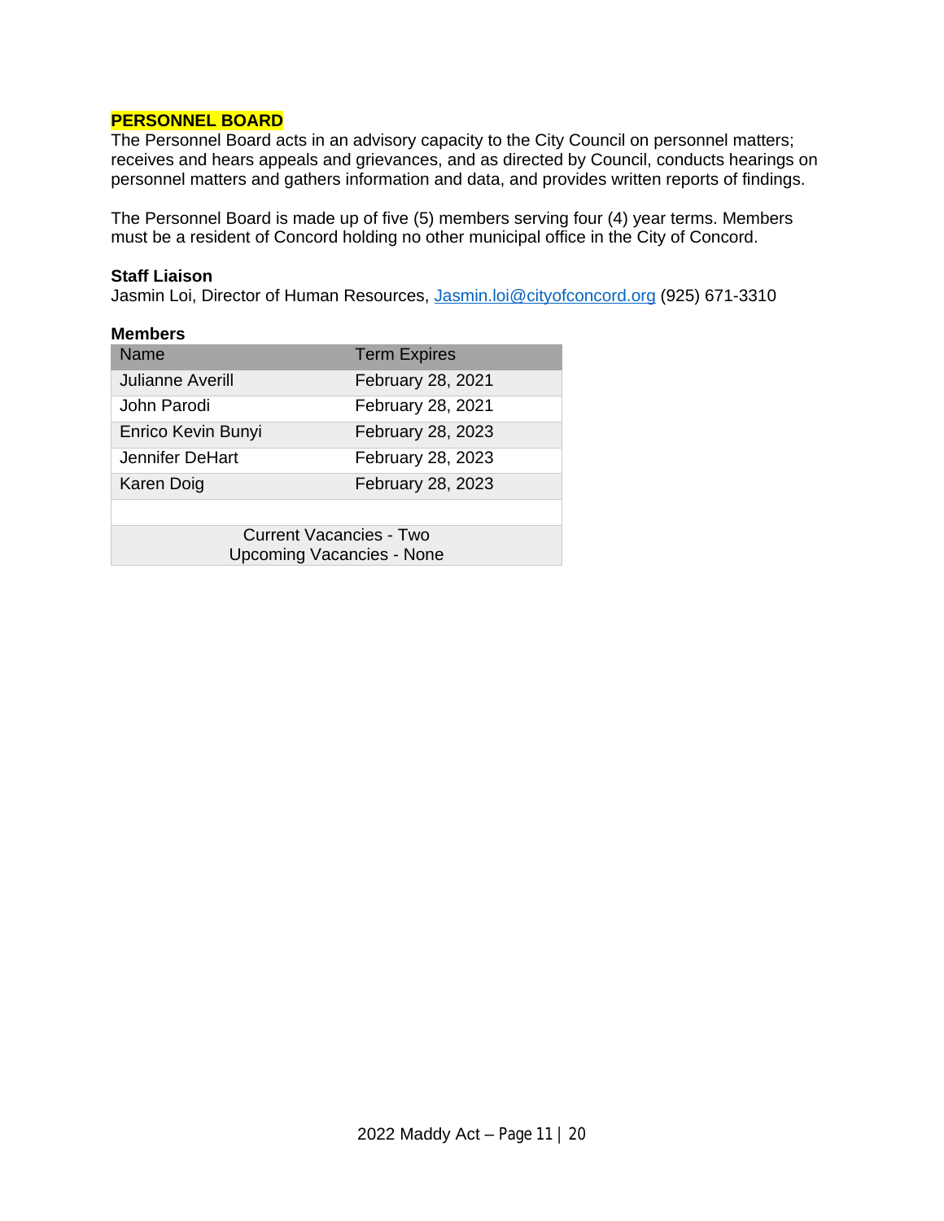## PERSONNEL BOARD

The Personnel Board acts in an advisory capacity to the City Council on personnel matters; receives and hears appeals and grievances, and as directed by Council, conducts hearings on personnel matters and gathers information and data, and provides written reports of findings.

The Personnel Board is made up of five (5) members serving four (4) year terms. Members must be a resident of Concord holding no other municipal office in the City of Concord.

**Staff Liaison**

Jasmin Loi, Director of Human Resources, Jasmin.loi@cityofconcord.org (925) 671-3310

**Members**

| Name | Term Expires |
|---|---|
| Julianne Averill | February 28, 2021 |
| John Parodi | February 28, 2021 |
| Enrico Kevin Bunyi | February 28, 2023 |
| Jennifer DeHart | February 28, 2023 |
| Karen Doig | February 28, 2023 |
| | |
| Current Vacancies - Two<br>Upcoming Vacancies - None | |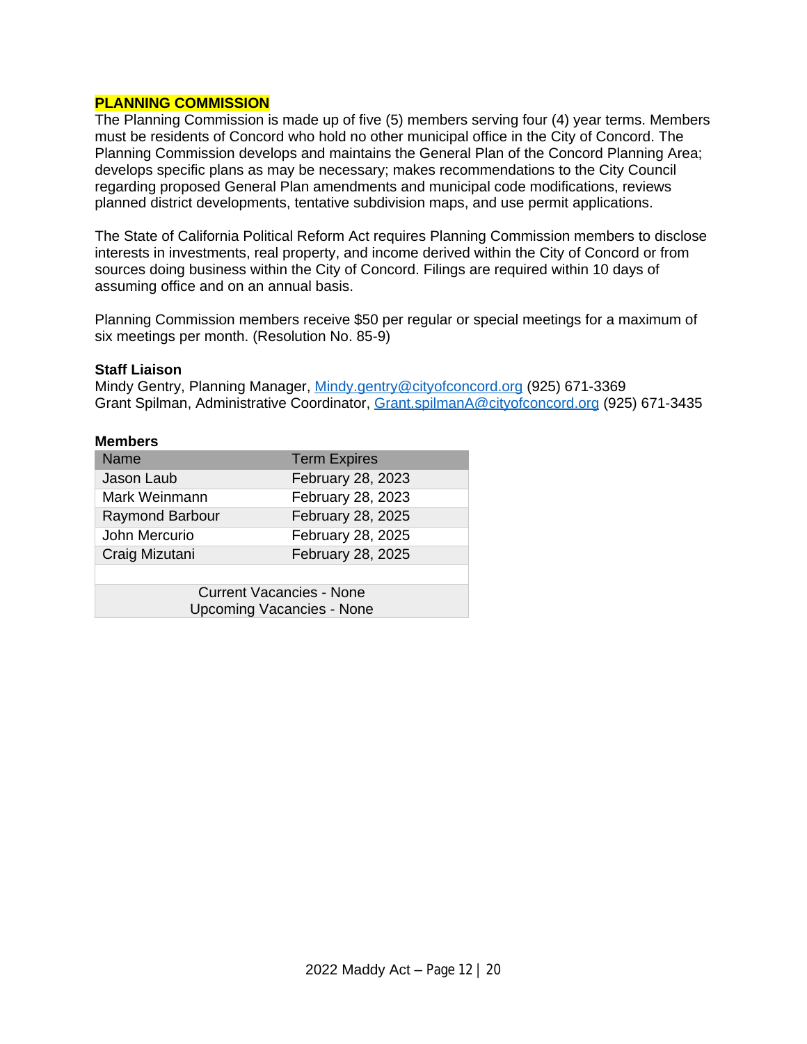## PLANNING COMMISSION

The Planning Commission is made up of five (5) members serving four (4) year terms. Members must be residents of Concord who hold no other municipal office in the City of Concord. The Planning Commission develops and maintains the General Plan of the Concord Planning Area; develops specific plans as may be necessary; makes recommendations to the City Council regarding proposed General Plan amendments and municipal code modifications, reviews planned district developments, tentative subdivision maps, and use permit applications.

The State of California Political Reform Act requires Planning Commission members to disclose interests in investments, real property, and income derived within the City of Concord or from sources doing business within the City of Concord. Filings are required within 10 days of assuming office and on an annual basis.

Planning Commission members receive $50 per regular or special meetings for a maximum of six meetings per month. (Resolution No. 85-9)

**Staff Liaison**
Mindy Gentry, Planning Manager, Mindy.gentry@cityofconcord.org (925) 671-3369
Grant Spilman, Administrative Coordinator, Grant.spilmanA@cityofconcord.org (925) 671-3435

**Members**

| Name | Term Expires |
| --- | --- |
| Jason Laub | February 28, 2023 |
| Mark Weinmann | February 28, 2023 |
| Raymond Barbour | February 28, 2025 |
| John Mercurio | February 28, 2025 |
| Craig Mizutani | February 28, 2025 |
| | |
| Current Vacancies - None<br>Upcoming Vacancies - None | |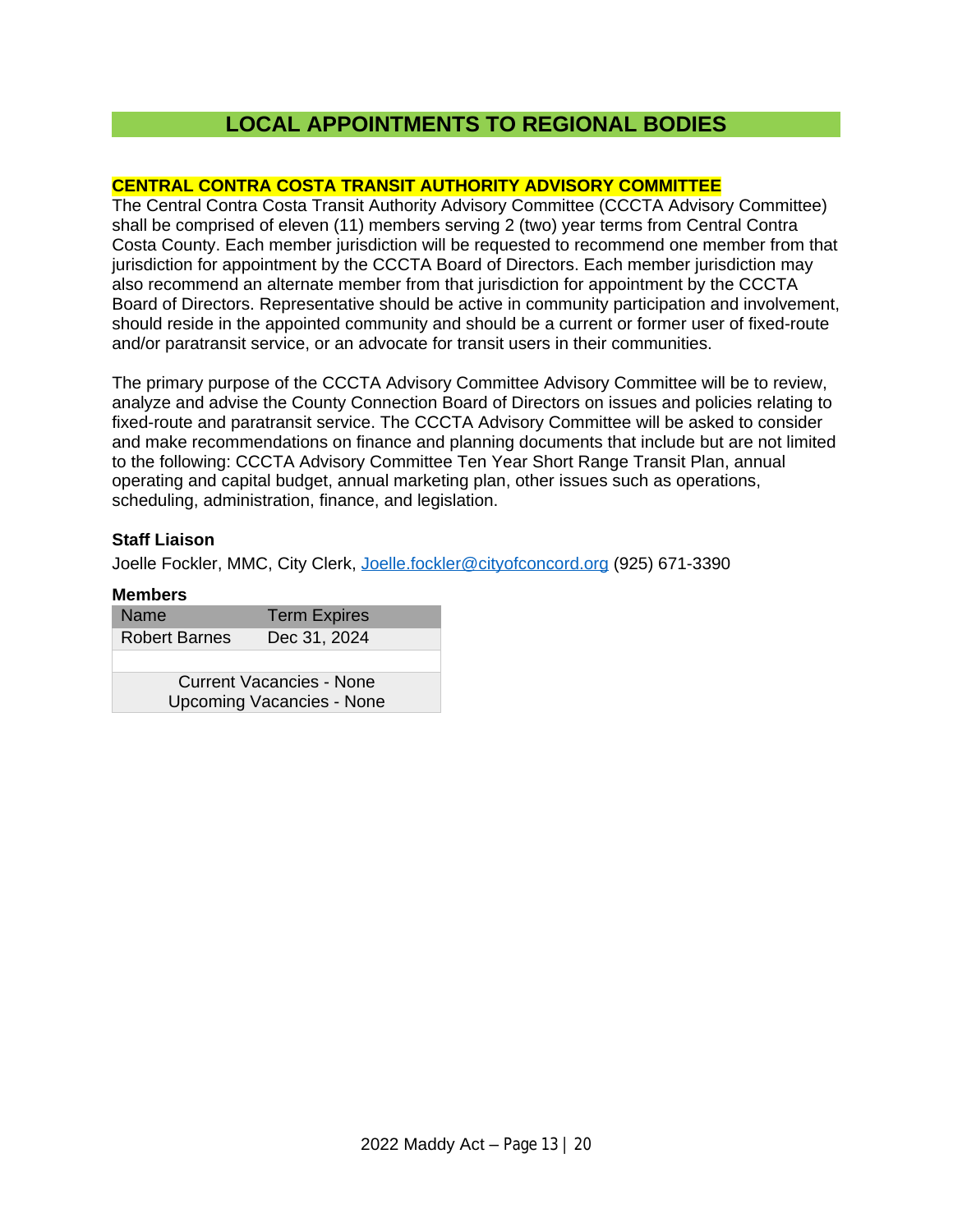# LOCAL APPOINTMENTS TO REGIONAL BODIES

## CENTRAL CONTRA COSTA TRANSIT AUTHORITY ADVISORY COMMITTEE

The Central Contra Costa Transit Authority Advisory Committee (CCCTA Advisory Committee) shall be comprised of eleven (11) members serving 2 (two) year terms from Central Contra Costa County. Each member jurisdiction will be requested to recommend one member from that jurisdiction for appointment by the CCCTA Board of Directors. Each member jurisdiction may also recommend an alternate member from that jurisdiction for appointment by the CCCTA Board of Directors. Representative should be active in community participation and involvement, should reside in the appointed community and should be a current or former user of fixed-route and/or paratransit service, or an advocate for transit users in their communities.

The primary purpose of the CCCTA Advisory Committee Advisory Committee will be to review, analyze and advise the County Connection Board of Directors on issues and policies relating to fixed-route and paratransit service. The CCCTA Advisory Committee will be asked to consider and make recommendations on finance and planning documents that include but are not limited to the following: CCCTA Advisory Committee Ten Year Short Range Transit Plan, annual operating and capital budget, annual marketing plan, other issues such as operations, scheduling, administration, finance, and legislation.

**Staff Liaison**

Joelle Fockler, MMC, City Clerk, Joelle.fockler@cityofconcord.org (925) 671-3390

**Members**

| Name | Term Expires |
|---|---|
| Robert Barnes | Dec 31, 2024 |
| | |
| Current Vacancies - None<br>Upcoming Vacancies - None | |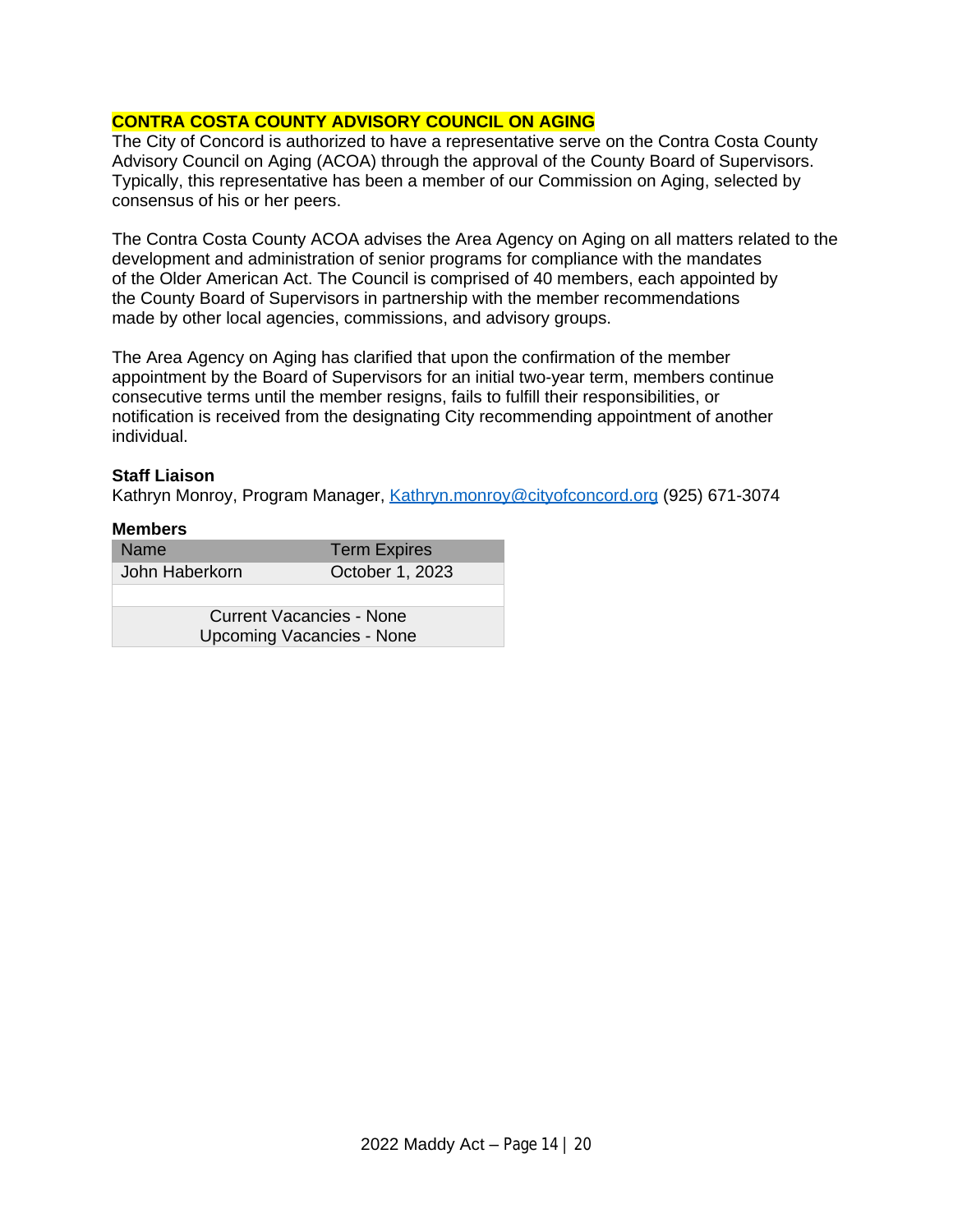## CONTRA COSTA COUNTY ADVISORY COUNCIL ON AGING

The City of Concord is authorized to have a representative serve on the Contra Costa County Advisory Council on Aging (ACOA) through the approval of the County Board of Supervisors. Typically, this representative has been a member of our Commission on Aging, selected by consensus of his or her peers.

The Contra Costa County ACOA advises the Area Agency on Aging on all matters related to the development and administration of senior programs for compliance with the mandates of the Older American Act. The Council is comprised of 40 members, each appointed by the County Board of Supervisors in partnership with the member recommendations made by other local agencies, commissions, and advisory groups.

The Area Agency on Aging has clarified that upon the confirmation of the member appointment by the Board of Supervisors for an initial two-year term, members continue consecutive terms until the member resigns, fails to fulfill their responsibilities, or notification is received from the designating City recommending appointment of another individual.

**Staff Liaison**

Kathryn Monroy, Program Manager, Kathryn.monroy@cityofconcord.org (925) 671-3074

**Members**

| Name | Term Expires |
|---|---|
| John Haberkorn | October 1, 2023 |
| | |
| Current Vacancies - None<br>Upcoming Vacancies - None | |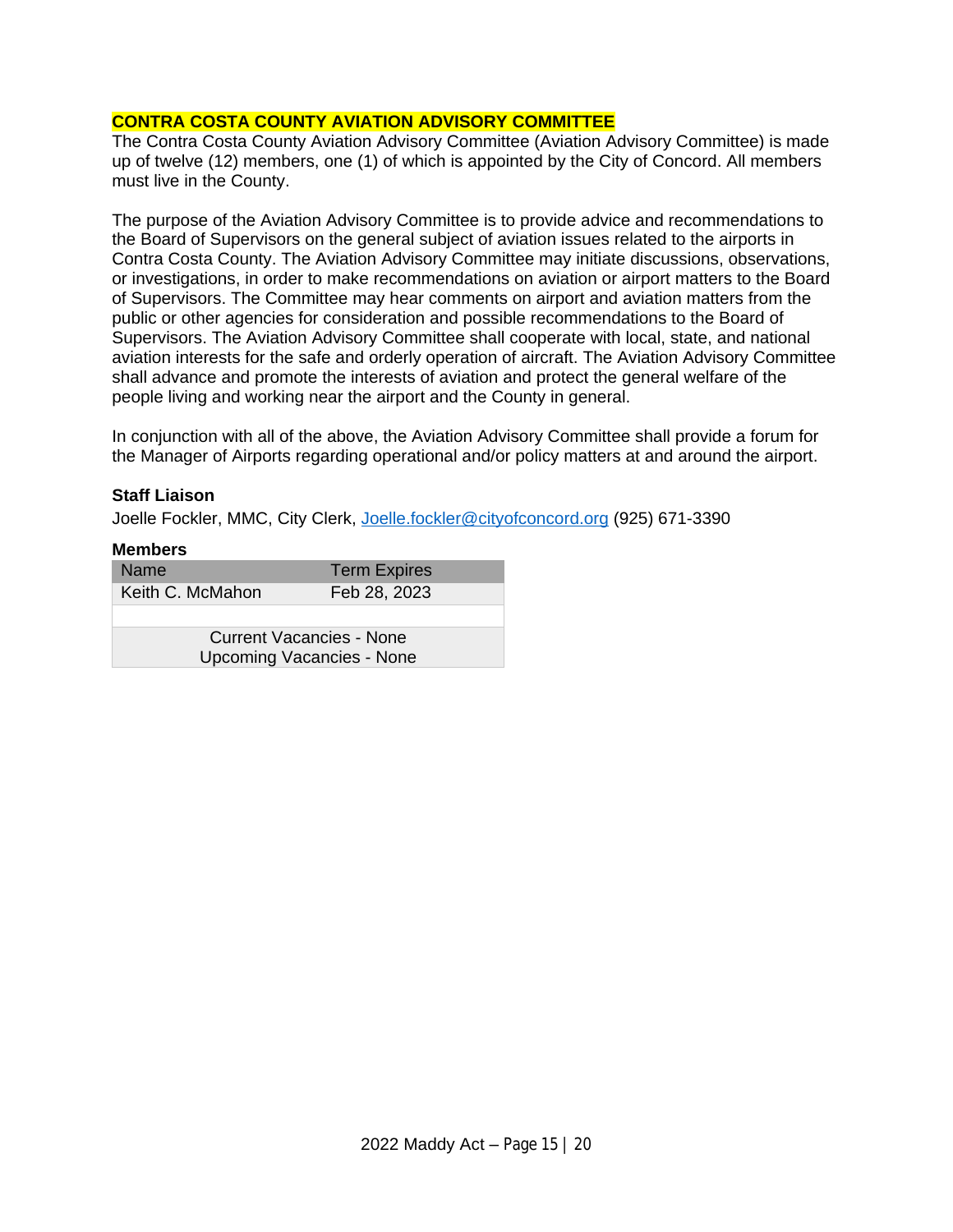## CONTRA COSTA COUNTY AVIATION ADVISORY COMMITTEE

The Contra Costa County Aviation Advisory Committee (Aviation Advisory Committee) is made up of twelve (12) members, one (1) of which is appointed by the City of Concord. All members must live in the County.

The purpose of the Aviation Advisory Committee is to provide advice and recommendations to the Board of Supervisors on the general subject of aviation issues related to the airports in Contra Costa County. The Aviation Advisory Committee may initiate discussions, observations, or investigations, in order to make recommendations on aviation or airport matters to the Board of Supervisors. The Committee may hear comments on airport and aviation matters from the public or other agencies for consideration and possible recommendations to the Board of Supervisors. The Aviation Advisory Committee shall cooperate with local, state, and national aviation interests for the safe and orderly operation of aircraft. The Aviation Advisory Committee shall advance and promote the interests of aviation and protect the general welfare of the people living and working near the airport and the County in general.

In conjunction with all of the above, the Aviation Advisory Committee shall provide a forum for the Manager of Airports regarding operational and/or policy matters at and around the airport.

**Staff Liaison**

Joelle Fockler, MMC, City Clerk, Joelle.fockler@cityofconcord.org (925) 671-3390

**Members**

| Name | Term Expires |
|---|---|
| Keith C. McMahon | Feb 28, 2023 |
| | |
| Current Vacancies - None<br>Upcoming Vacancies - None | |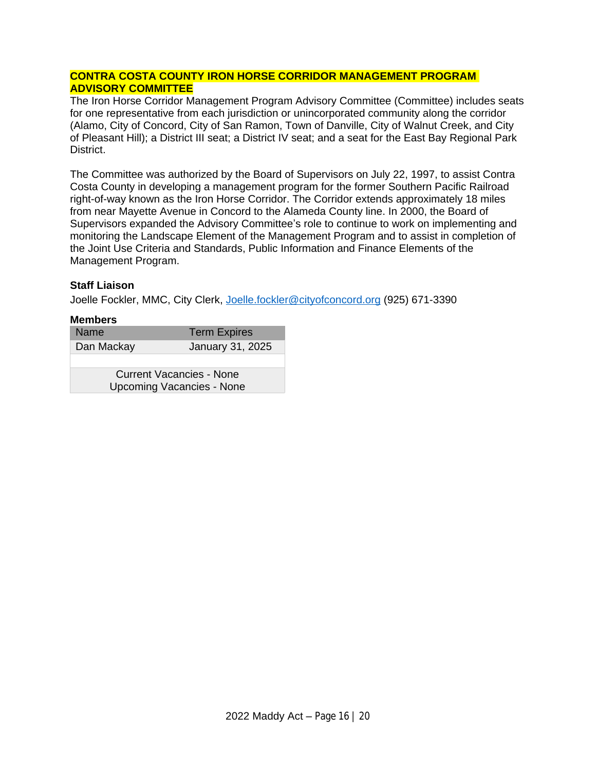## CONTRA COSTA COUNTY IRON HORSE CORRIDOR MANAGEMENT PROGRAM ADVISORY COMMITTEE

The Iron Horse Corridor Management Program Advisory Committee (Committee) includes seats for one representative from each jurisdiction or unincorporated community along the corridor (Alamo, City of Concord, City of San Ramon, Town of Danville, City of Walnut Creek, and City of Pleasant Hill); a District III seat; a District IV seat; and a seat for the East Bay Regional Park District.

The Committee was authorized by the Board of Supervisors on July 22, 1997, to assist Contra Costa County in developing a management program for the former Southern Pacific Railroad right-of-way known as the Iron Horse Corridor. The Corridor extends approximately 18 miles from near Mayette Avenue in Concord to the Alameda County line. In 2000, the Board of Supervisors expanded the Advisory Committee's role to continue to work on implementing and monitoring the Landscape Element of the Management Program and to assist in completion of the Joint Use Criteria and Standards, Public Information and Finance Elements of the Management Program.

**Staff Liaison**

Joelle Fockler, MMC, City Clerk, Joelle.fockler@cityofconcord.org (925) 671-3390

**Members**

| Name | Term Expires |
|---|---|
| Dan Mackay | January 31, 2025 |
| | |
| Current Vacancies - None<br>Upcoming Vacancies - None | |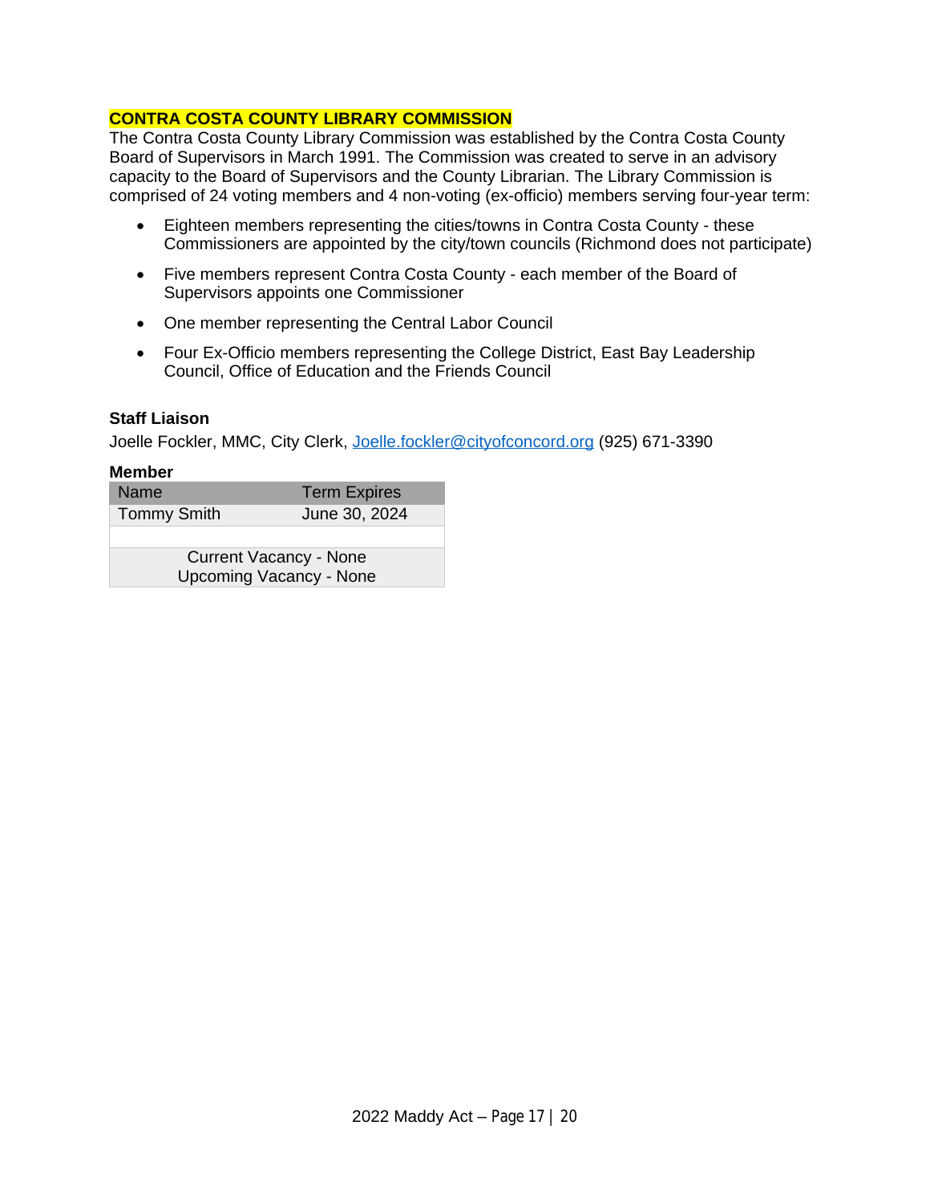## CONTRA COSTA COUNTY LIBRARY COMMISSION

The Contra Costa County Library Commission was established by the Contra Costa County Board of Supervisors in March 1991. The Commission was created to serve in an advisory capacity to the Board of Supervisors and the County Librarian. The Library Commission is comprised of 24 voting members and 4 non-voting (ex-officio) members serving four-year term:

- Eighteen members representing the cities/towns in Contra Costa County - these Commissioners are appointed by the city/town councils (Richmond does not participate)
- Five members represent Contra Costa County - each member of the Board of Supervisors appoints one Commissioner
- One member representing the Central Labor Council
- Four Ex-Officio members representing the College District, East Bay Leadership Council, Office of Education and the Friends Council

### Staff Liaison

Joelle Fockler, MMC, City Clerk, Joelle.fockler@cityofconcord.org (925) 671-3390

### Member

| Name | Term Expires |
|---|---|
| Tommy Smith | June 30, 2024 |
| | |
| Current Vacancy - None<br>Upcoming Vacancy - None | |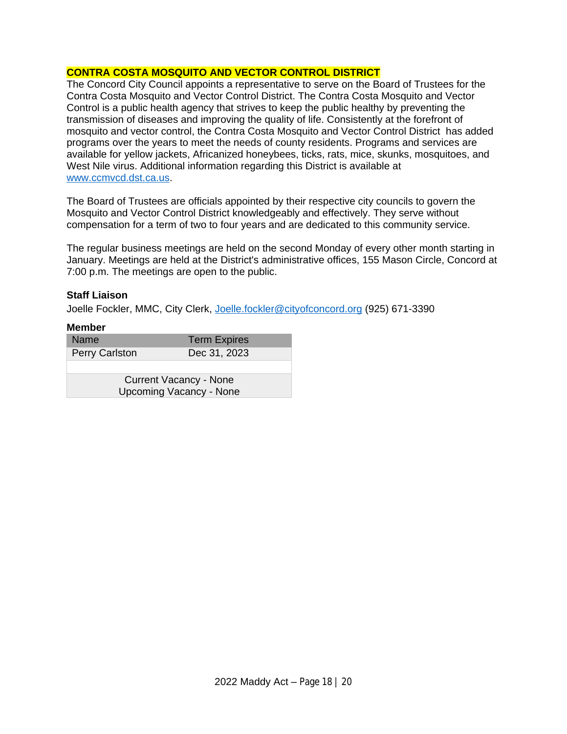## CONTRA COSTA MOSQUITO AND VECTOR CONTROL DISTRICT

The Concord City Council appoints a representative to serve on the Board of Trustees for the Contra Costa Mosquito and Vector Control District. The Contra Costa Mosquito and Vector Control is a public health agency that strives to keep the public healthy by preventing the transmission of diseases and improving the quality of life. Consistently at the forefront of mosquito and vector control, the Contra Costa Mosquito and Vector Control District has added programs over the years to meet the needs of county residents. Programs and services are available for yellow jackets, Africanized honeybees, ticks, rats, mice, skunks, mosquitoes, and West Nile virus. Additional information regarding this District is available at [www.ccmvcd.dst.ca.us](http://www.ccmvcd.dst.ca.us).

The Board of Trustees are officials appointed by their respective city councils to govern the Mosquito and Vector Control District knowledgeably and effectively. They serve without compensation for a term of two to four years and are dedicated to this community service.

The regular business meetings are held on the second Monday of every other month starting in January. Meetings are held at the District's administrative offices, 155 Mason Circle, Concord at 7:00 p.m. The meetings are open to the public.

**Staff Liaison**

Joelle Fockler, MMC, City Clerk, [Joelle.fockler@cityofconcord.org](mailto:Joelle.fockler@cityofconcord.org) (925) 671-3390

**Member**

| Name | Term Expires |
|---|---|
| Perry Carlston | Dec 31, 2023 |
| | |
| Current Vacancy - None<br>Upcoming Vacancy - None | |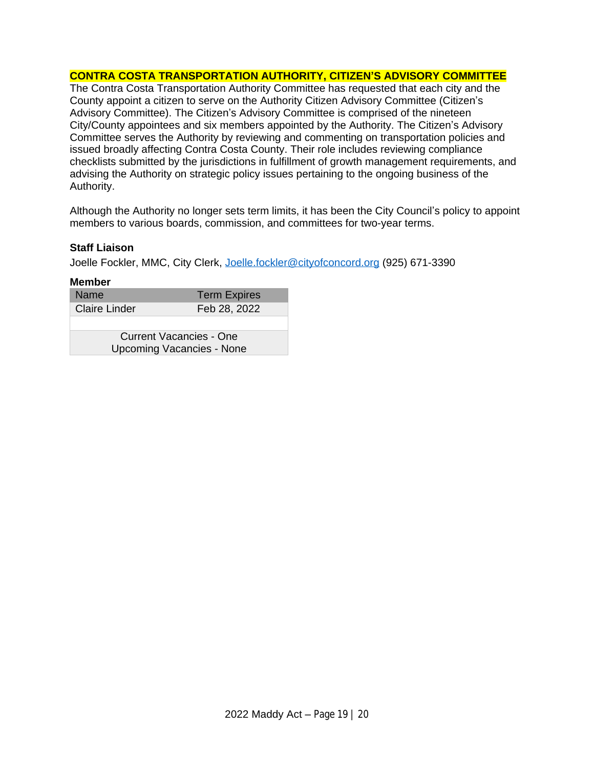## CONTRA COSTA TRANSPORTATION AUTHORITY, CITIZEN'S ADVISORY COMMITTEE

The Contra Costa Transportation Authority Committee has requested that each city and the County appoint a citizen to serve on the Authority Citizen Advisory Committee (Citizen's Advisory Committee). The Citizen's Advisory Committee is comprised of the nineteen City/County appointees and six members appointed by the Authority. The Citizen's Advisory Committee serves the Authority by reviewing and commenting on transportation policies and issued broadly affecting Contra Costa County. Their role includes reviewing compliance checklists submitted by the jurisdictions in fulfillment of growth management requirements, and advising the Authority on strategic policy issues pertaining to the ongoing business of the Authority.

Although the Authority no longer sets term limits, it has been the City Council's policy to appoint members to various boards, commission, and committees for two-year terms.

### Staff Liaison

Joelle Fockler, MMC, City Clerk, Joelle.fockler@cityofconcord.org (925) 671-3390

### Member

| Name | Term Expires |
|---|---|
| Claire Linder | Feb 28, 2022 |
| | |
| Current Vacancies - One<br>Upcoming Vacancies - None | |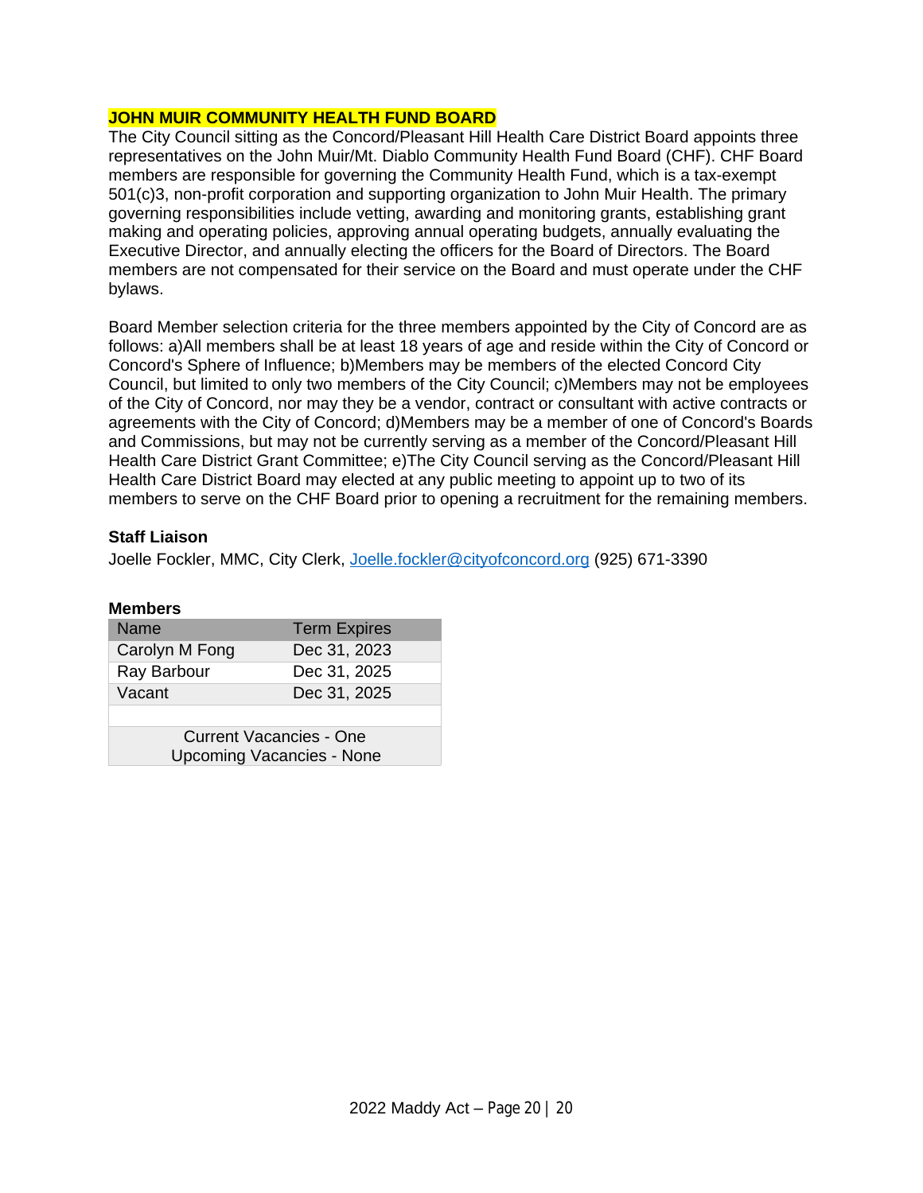## JOHN MUIR COMMUNITY HEALTH FUND BOARD

The City Council sitting as the Concord/Pleasant Hill Health Care District Board appoints three representatives on the John Muir/Mt. Diablo Community Health Fund Board (CHF). CHF Board members are responsible for governing the Community Health Fund, which is a tax-exempt 501(c)3, non-profit corporation and supporting organization to John Muir Health. The primary governing responsibilities include vetting, awarding and monitoring grants, establishing grant making and operating policies, approving annual operating budgets, annually evaluating the Executive Director, and annually electing the officers for the Board of Directors. The Board members are not compensated for their service on the Board and must operate under the CHF bylaws.

Board Member selection criteria for the three members appointed by the City of Concord are as follows: a)All members shall be at least 18 years of age and reside within the City of Concord or Concord's Sphere of Influence; b)Members may be members of the elected Concord City Council, but limited to only two members of the City Council; c)Members may not be employees of the City of Concord, nor may they be a vendor, contract or consultant with active contracts or agreements with the City of Concord; d)Members may be a member of one of Concord's Boards and Commissions, but may not be currently serving as a member of the Concord/Pleasant Hill Health Care District Grant Committee; e)The City Council serving as the Concord/Pleasant Hill Health Care District Board may elected at any public meeting to appoint up to two of its members to serve on the CHF Board prior to opening a recruitment for the remaining members.

**Staff Liaison**

Joelle Fockler, MMC, City Clerk, Joelle.fockler@cityofconcord.org (925) 671-3390

**Members**

| Name | Term Expires |
|---|---|
| Carolyn M Fong | Dec 31, 2023 |
| Ray Barbour | Dec 31, 2025 |
| Vacant | Dec 31, 2025 |
| | |
| Current Vacancies - One<br>Upcoming Vacancies - None | |